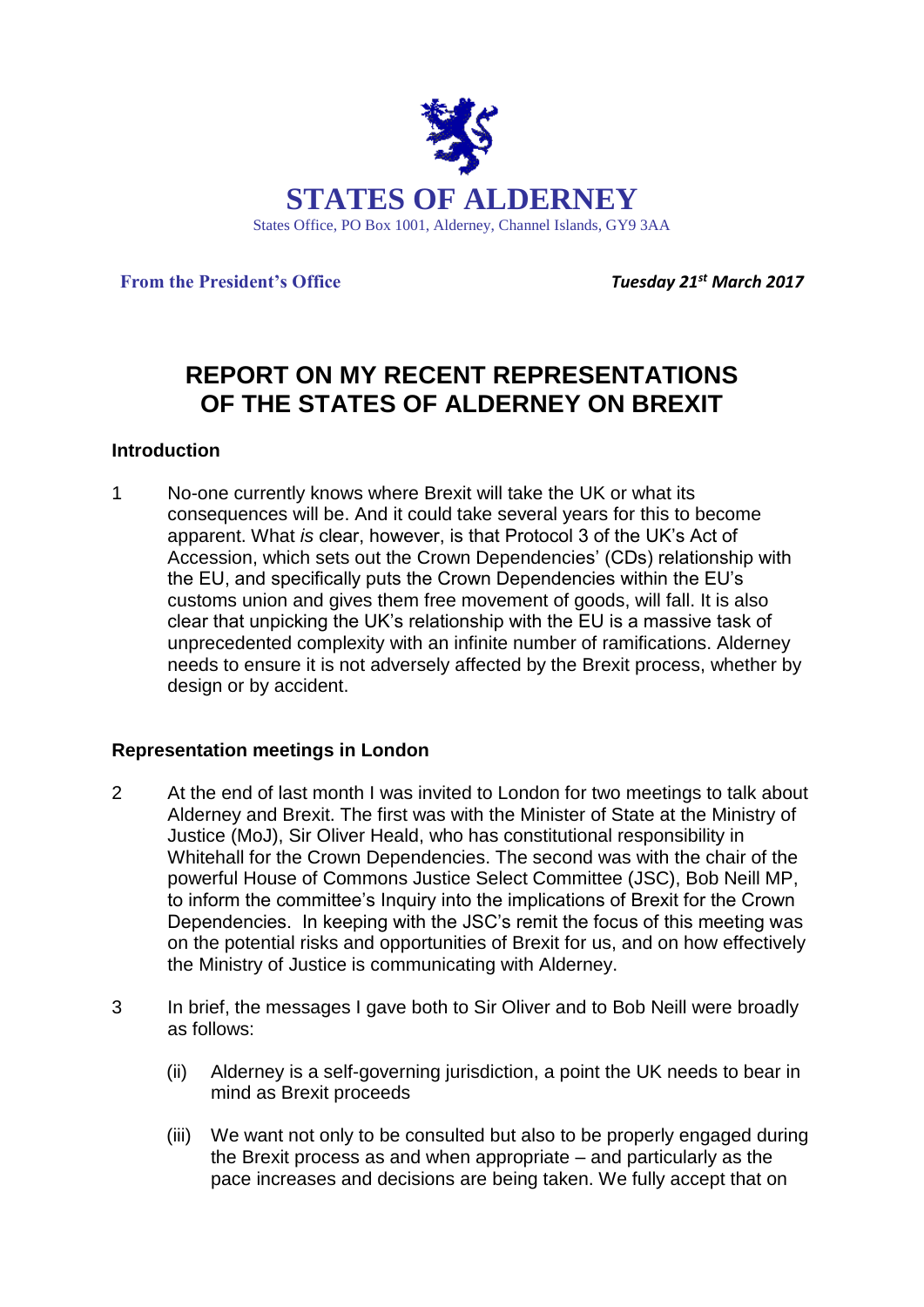# STATES OF ALDERNEY

States Office, PO Box 1001, Alderney, Channel Islands, GY9 3AA

**From the President's Office** — ***Tuesday 21st March 2017***

## REPORT ON MY RECENT REPRESENTATIONS OF THE STATES OF ALDERNEY ON BREXIT

### Introduction

1 No-one currently knows where Brexit will take the UK or what its consequences will be. And it could take several years for this to become apparent. What *is* clear, however, is that Protocol 3 of the UK's Act of Accession, which sets out the Crown Dependencies' (CDs) relationship with the EU, and specifically puts the Crown Dependencies within the EU's customs union and gives them free movement of goods, will fall. It is also clear that unpicking the UK's relationship with the EU is a massive task of unprecedented complexity with an infinite number of ramifications. Alderney needs to ensure it is not adversely affected by the Brexit process, whether by design or by accident.

### Representation meetings in London

2 At the end of last month I was invited to London for two meetings to talk about Alderney and Brexit. The first was with the Minister of State at the Ministry of Justice (MoJ), Sir Oliver Heald, who has constitutional responsibility in Whitehall for the Crown Dependencies. The second was with the chair of the powerful House of Commons Justice Select Committee (JSC), Bob Neill MP, to inform the committee's Inquiry into the implications of Brexit for the Crown Dependencies. In keeping with the JSC's remit the focus of this meeting was on the potential risks and opportunities of Brexit for us, and on how effectively the Ministry of Justice is communicating with Alderney.

3 In brief, the messages I gave both to Sir Oliver and to Bob Neill were broadly as follows:

(ii) Alderney is a self-governing jurisdiction, a point the UK needs to bear in mind as Brexit proceeds

(iii) We want not only to be consulted but also to be properly engaged during the Brexit process as and when appropriate – and particularly as the pace increases and decisions are being taken. We fully accept that on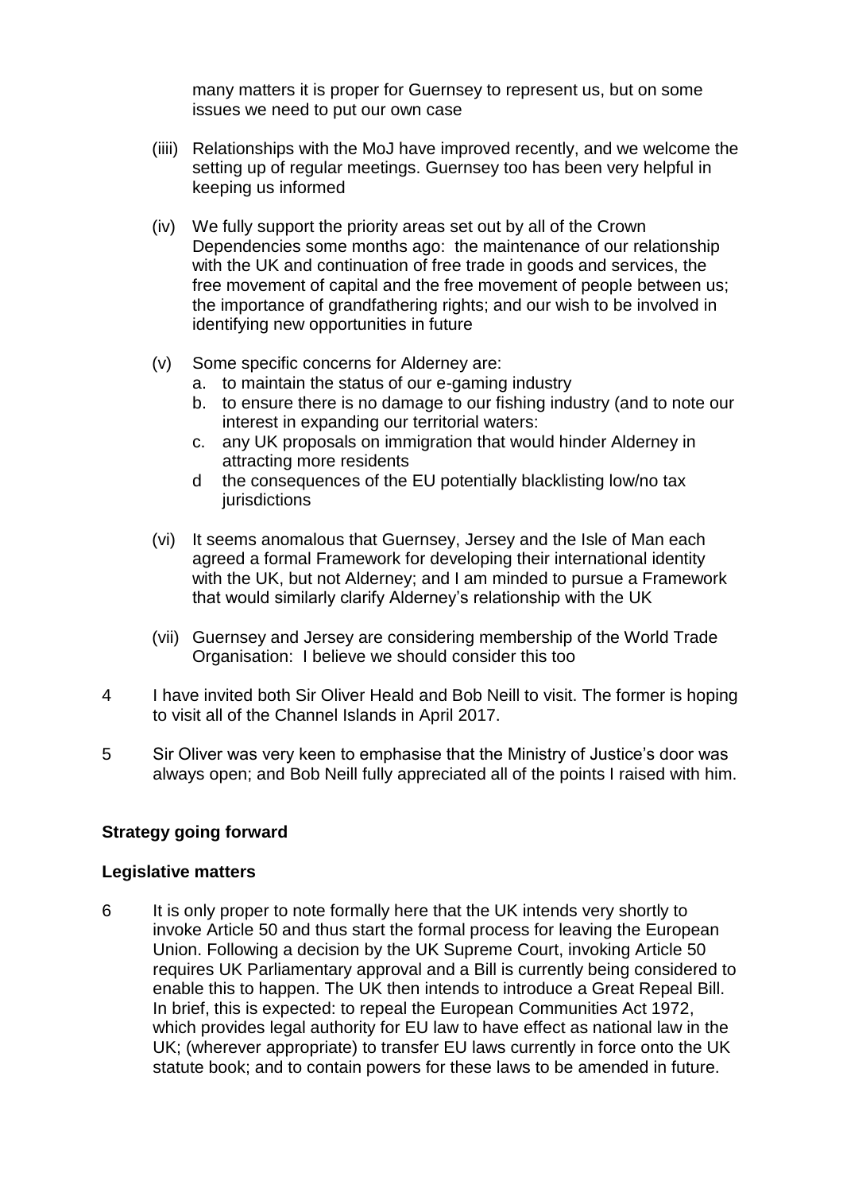many matters it is proper for Guernsey to represent us, but on some issues we need to put our own case

(iiii) Relationships with the MoJ have improved recently, and we welcome the setting up of regular meetings. Guernsey too has been very helpful in keeping us informed

(iv) We fully support the priority areas set out by all of the Crown Dependencies some months ago: the maintenance of our relationship with the UK and continuation of free trade in goods and services, the free movement of capital and the free movement of people between us; the importance of grandfathering rights; and our wish to be involved in identifying new opportunities in future

(v) Some specific concerns for Alderney are:
   a. to maintain the status of our e-gaming industry
   b. to ensure there is no damage to our fishing industry (and to note our interest in expanding our territorial waters:
   c. any UK proposals on immigration that would hinder Alderney in attracting more residents
   d the consequences of the EU potentially blacklisting low/no tax jurisdictions

(vi) It seems anomalous that Guernsey, Jersey and the Isle of Man each agreed a formal Framework for developing their international identity with the UK, but not Alderney; and I am minded to pursue a Framework that would similarly clarify Alderney's relationship with the UK

(vii) Guernsey and Jersey are considering membership of the World Trade Organisation: I believe we should consider this too

4 I have invited both Sir Oliver Heald and Bob Neill to visit. The former is hoping to visit all of the Channel Islands in April 2017.

5 Sir Oliver was very keen to emphasise that the Ministry of Justice's door was always open; and Bob Neill fully appreciated all of the points I raised with him.

**Strategy going forward**

**Legislative matters**

6 It is only proper to note formally here that the UK intends very shortly to invoke Article 50 and thus start the formal process for leaving the European Union. Following a decision by the UK Supreme Court, invoking Article 50 requires UK Parliamentary approval and a Bill is currently being considered to enable this to happen. The UK then intends to introduce a Great Repeal Bill. In brief, this is expected: to repeal the European Communities Act 1972, which provides legal authority for EU law to have effect as national law in the UK; (wherever appropriate) to transfer EU laws currently in force onto the UK statute book; and to contain powers for these laws to be amended in future.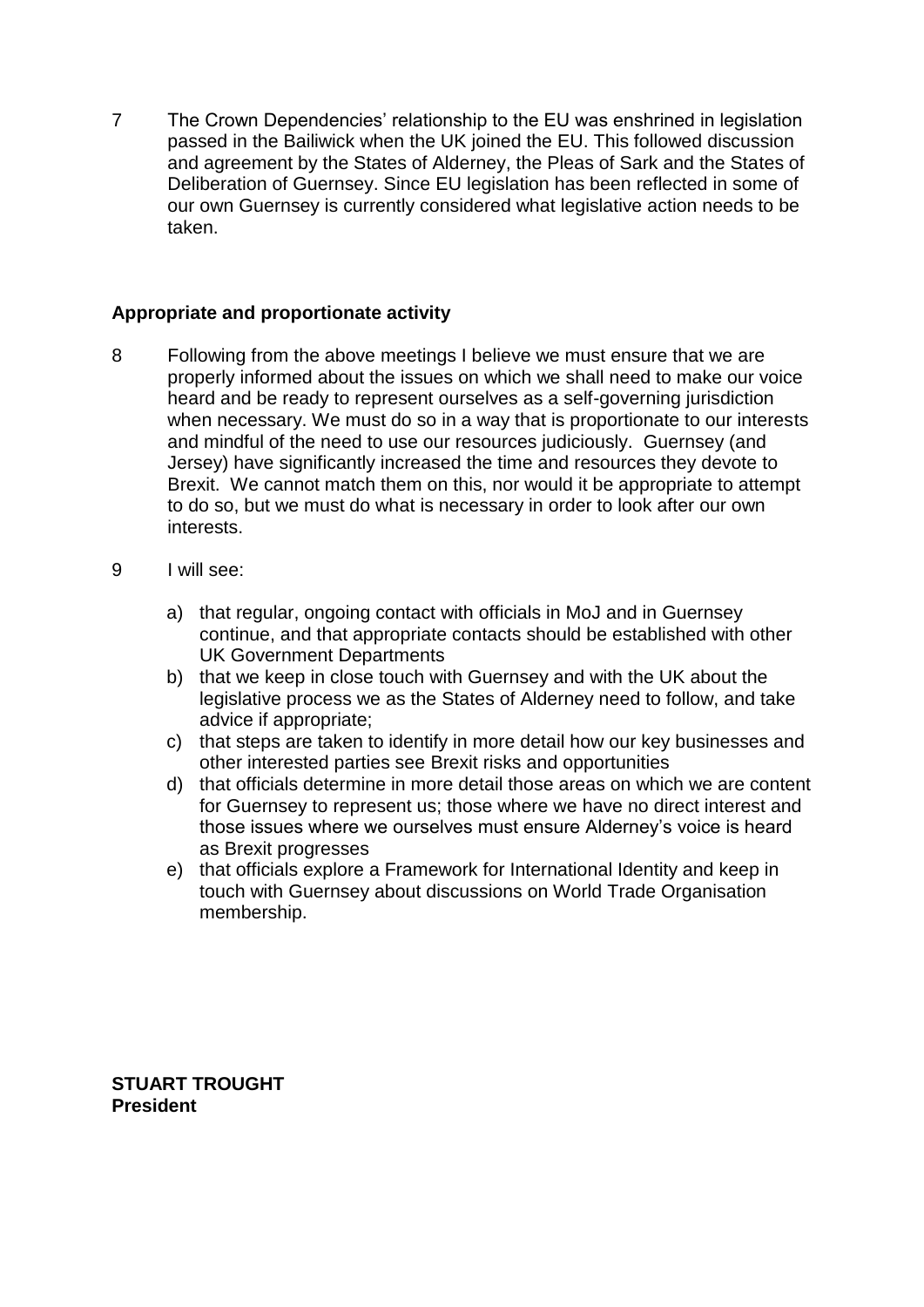7 The Crown Dependencies' relationship to the EU was enshrined in legislation passed in the Bailiwick when the UK joined the EU. This followed discussion and agreement by the States of Alderney, the Pleas of Sark and the States of Deliberation of Guernsey. Since EU legislation has been reflected in some of our own Guernsey is currently considered what legislative action needs to be taken.

**Appropriate and proportionate activity**

8 Following from the above meetings I believe we must ensure that we are properly informed about the issues on which we shall need to make our voice heard and be ready to represent ourselves as a self-governing jurisdiction when necessary. We must do so in a way that is proportionate to our interests and mindful of the need to use our resources judiciously. Guernsey (and Jersey) have significantly increased the time and resources they devote to Brexit. We cannot match them on this, nor would it be appropriate to attempt to do so, but we must do what is necessary in order to look after our own interests.

9 I will see:

a) that regular, ongoing contact with officials in MoJ and in Guernsey continue, and that appropriate contacts should be established with other UK Government Departments
b) that we keep in close touch with Guernsey and with the UK about the legislative process we as the States of Alderney need to follow, and take advice if appropriate;
c) that steps are taken to identify in more detail how our key businesses and other interested parties see Brexit risks and opportunities
d) that officials determine in more detail those areas on which we are content for Guernsey to represent us; those where we have no direct interest and those issues where we ourselves must ensure Alderney's voice is heard as Brexit progresses
e) that officials explore a Framework for International Identity and keep in touch with Guernsey about discussions on World Trade Organisation membership.

**STUART TROUGHT**
**President**